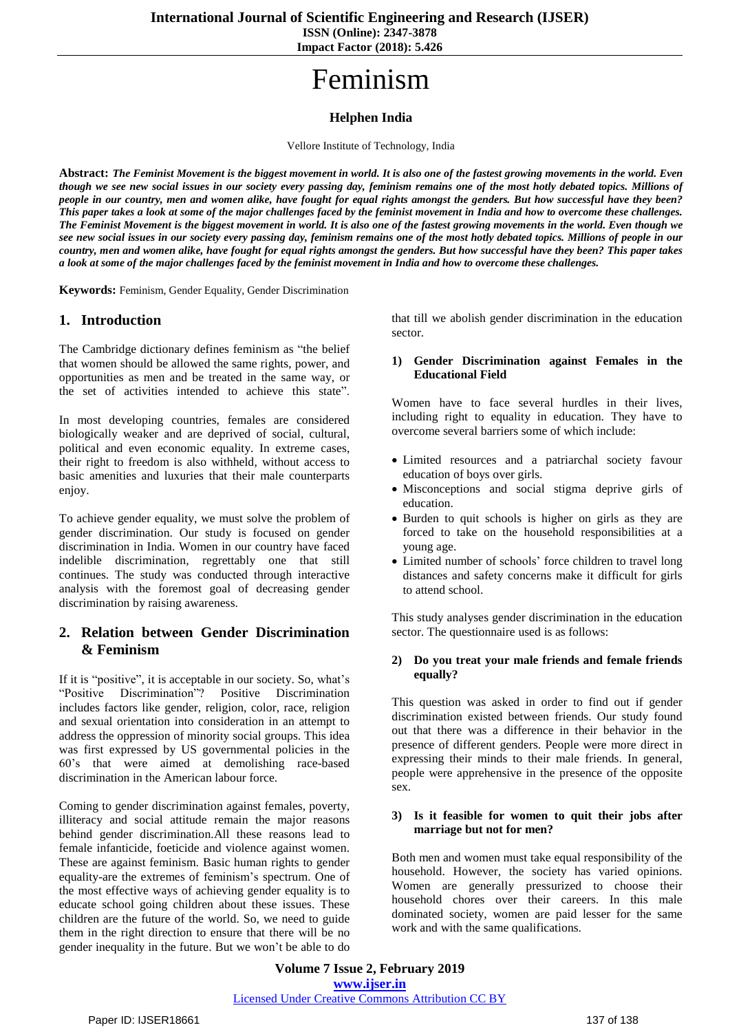# Feminism

**Helphen India**

Vellore Institute of Technology, India

**Abstract:** ***The Feminist Movement is the biggest movement in world. It is also one of the fastest growing movements in the world. Even though we see new social issues in our society every passing day, feminism remains one of the most hotly debated topics. Millions of people in our country, men and women alike, have fought for equal rights amongst the genders. But how successful have they been? This paper takes a look at some of the major challenges faced by the feminist movement in India and how to overcome these challenges. The Feminist Movement is the biggest movement in world. It is also one of the fastest growing movements in the world. Even though we see new social issues in our society every passing day, feminism remains one of the most hotly debated topics. Millions of people in our country, men and women alike, have fought for equal rights amongst the genders. But how successful have they been? This paper takes a look at some of the major challenges faced by the feminist movement in India and how to overcome these challenges.***

**Keywords:** Feminism, Gender Equality, Gender Discrimination

## 1. Introduction

The Cambridge dictionary defines feminism as "the belief that women should be allowed the same rights, power, and opportunities as men and be treated in the same way, or the set of activities intended to achieve this state".

In most developing countries, females are considered biologically weaker and are deprived of social, cultural, political and even economic equality. In extreme cases, their right to freedom is also withheld, without access to basic amenities and luxuries that their male counterparts enjoy.

To achieve gender equality, we must solve the problem of gender discrimination. Our study is focused on gender discrimination in India. Women in our country have faced indelible discrimination, regrettably one that still continues. The study was conducted through interactive analysis with the foremost goal of decreasing gender discrimination by raising awareness.

## 2. Relation between Gender Discrimination & Feminism

If it is "positive", it is acceptable in our society. So, what's "Positive Discrimination"? Positive Discrimination includes factors like gender, religion, color, race, religion and sexual orientation into consideration in an attempt to address the oppression of minority social groups. This idea was first expressed by US governmental policies in the 60's that were aimed at demolishing race-based discrimination in the American labour force.

Coming to gender discrimination against females, poverty, illiteracy and social attitude remain the major reasons behind gender discrimination.All these reasons lead to female infanticide, foeticide and violence against women. These are against feminism. Basic human rights to gender equality-are the extremes of feminism's spectrum. One of the most effective ways of achieving gender equality is to educate school going children about these issues. These children are the future of the world. So, we need to guide them in the right direction to ensure that there will be no gender inequality in the future. But we won't be able to do that till we abolish gender discrimination in the education sector.

### 1) Gender Discrimination against Females in the Educational Field

Women have to face several hurdles in their lives, including right to equality in education. They have to overcome several barriers some of which include:

- Limited resources and a patriarchal society favour education of boys over girls.
- Misconceptions and social stigma deprive girls of education.
- Burden to quit schools is higher on girls as they are forced to take on the household responsibilities at a young age.
- Limited number of schools' force children to travel long distances and safety concerns make it difficult for girls to attend school.

This study analyses gender discrimination in the education sector. The questionnaire used is as follows:

### 2) Do you treat your male friends and female friends equally?

This question was asked in order to find out if gender discrimination existed between friends. Our study found out that there was a difference in their behavior in the presence of different genders. People were more direct in expressing their minds to their male friends. In general, people were apprehensive in the presence of the opposite sex.

### 3) Is it feasible for women to quit their jobs after marriage but not for men?

Both men and women must take equal responsibility of the household. However, the society has varied opinions. Women are generally pressurized to choose their household chores over their careers. In this male dominated society, women are paid lesser for the same work and with the same qualifications.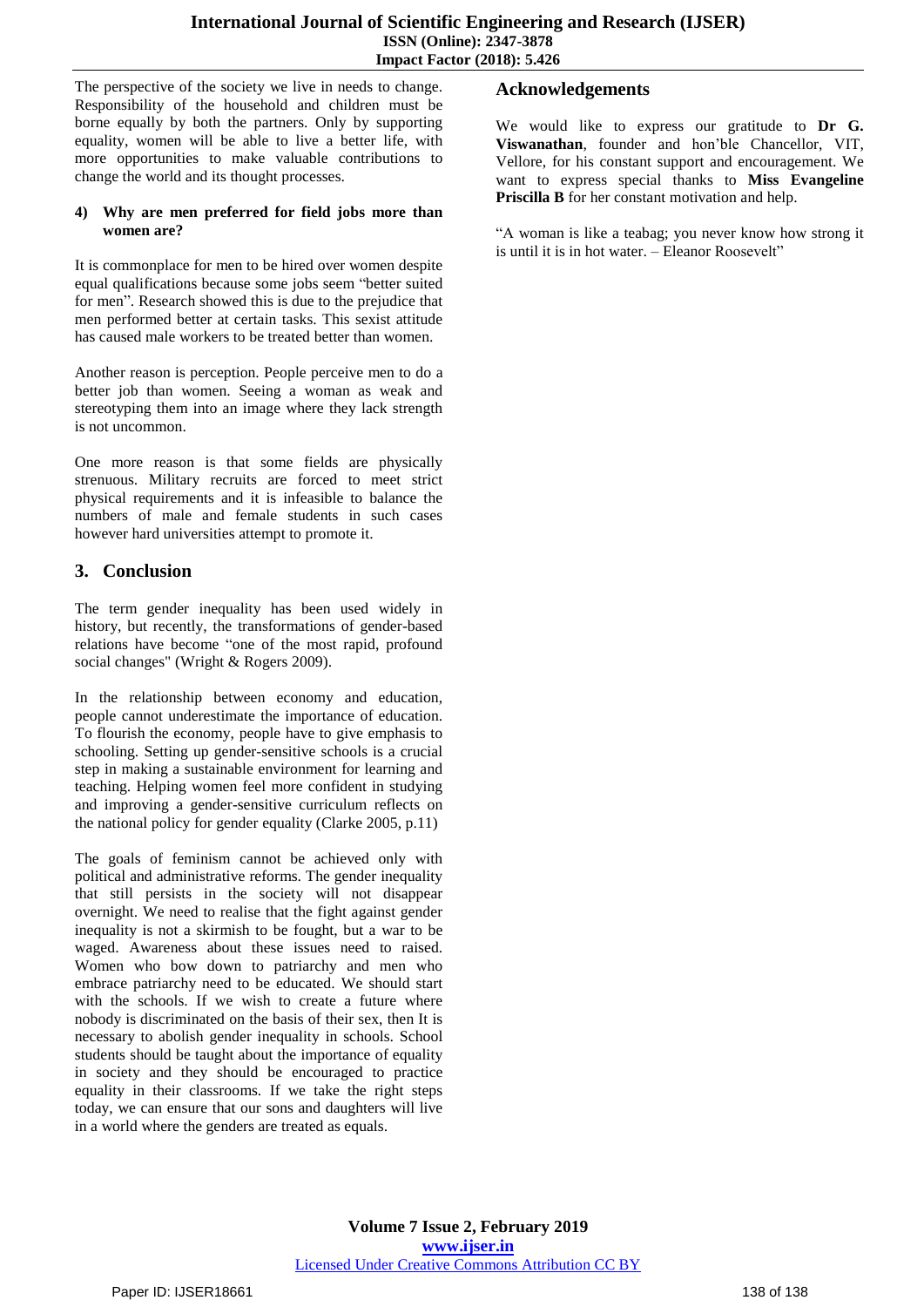The perspective of the society we live in needs to change. Responsibility of the household and children must be borne equally by both the partners. Only by supporting equality, women will be able to live a better life, with more opportunities to make valuable contributions to change the world and its thought processes.

#### 4) Why are men preferred for field jobs more than women are?

It is commonplace for men to be hired over women despite equal qualifications because some jobs seem "better suited for men". Research showed this is due to the prejudice that men performed better at certain tasks. This sexist attitude has caused male workers to be treated better than women.

Another reason is perception. People perceive men to do a better job than women. Seeing a woman as weak and stereotyping them into an image where they lack strength is not uncommon.

One more reason is that some fields are physically strenuous. Military recruits are forced to meet strict physical requirements and it is infeasible to balance the numbers of male and female students in such cases however hard universities attempt to promote it.

## 3. Conclusion

The term gender inequality has been used widely in history, but recently, the transformations of gender-based relations have become "one of the most rapid, profound social changes" (Wright & Rogers 2009).

In the relationship between economy and education, people cannot underestimate the importance of education. To flourish the economy, people have to give emphasis to schooling. Setting up gender-sensitive schools is a crucial step in making a sustainable environment for learning and teaching. Helping women feel more confident in studying and improving a gender-sensitive curriculum reflects on the national policy for gender equality (Clarke 2005, p.11)

The goals of feminism cannot be achieved only with political and administrative reforms. The gender inequality that still persists in the society will not disappear overnight. We need to realise that the fight against gender inequality is not a skirmish to be fought, but a war to be waged. Awareness about these issues need to raised. Women who bow down to patriarchy and men who embrace patriarchy need to be educated. We should start with the schools. If we wish to create a future where nobody is discriminated on the basis of their sex, then It is necessary to abolish gender inequality in schools. School students should be taught about the importance of equality in society and they should be encouraged to practice equality in their classrooms. If we take the right steps today, we can ensure that our sons and daughters will live in a world where the genders are treated as equals.

## Acknowledgements

We would like to express our gratitude to **Dr G. Viswanathan**, founder and hon'ble Chancellor, VIT, Vellore, for his constant support and encouragement. We want to express special thanks to **Miss Evangeline Priscilla B** for her constant motivation and help.

"A woman is like a teabag; you never know how strong it is until it is in hot water. – Eleanor Roosevelt"